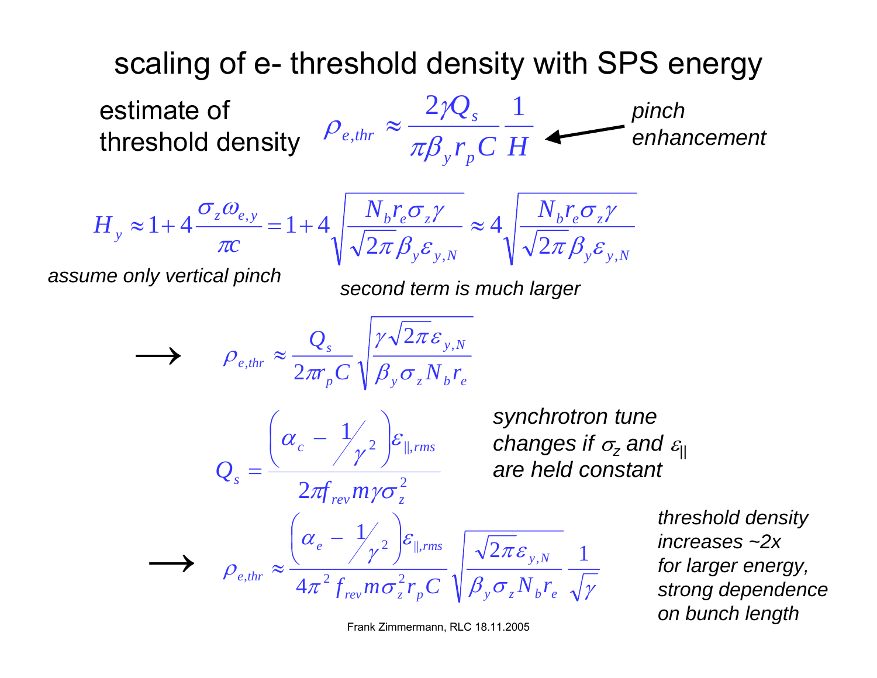# scaling of e- threshold density with SPS energy

estimate of threshold density

$$\rho_{e,thr} \approx \frac{2\gamma Q_s}{\pi \beta_y r_p C} \frac{1}{H}$$

← *pinch enhancement*

$$H_y \approx 1 + 4\frac{\sigma_z \omega_{e,y}}{\pi c} = 1 + 4\sqrt{\frac{N_b r_e \sigma_z \gamma}{\sqrt{2\pi}\beta_y \varepsilon_{y,N}}} \approx 4\sqrt{\frac{N_b r_e \sigma_z \gamma}{\sqrt{2\pi}\beta_y \varepsilon_{y,N}}}$$

*assume only vertical pinch*

*second term is much larger*

$$\rightarrow \quad \rho_{e,thr} \approx \frac{Q_s}{2\pi r_p C}\sqrt{\frac{\gamma\sqrt{2\pi}\varepsilon_{y,N}}{\beta_y \sigma_z N_b r_e}}$$

$$Q_s = \frac{\left(\alpha_c - \frac{1}{\gamma^2}\right)\varepsilon_{\|,rms}}{2\pi f_{rev} m \gamma \sigma_z^2}$$

*synchrotron tune changes if $\sigma_z$ and $\varepsilon_{\|}$ are held constant*

$$\rightarrow \quad \rho_{e,thr} \approx \frac{\left(\alpha_e - \frac{1}{\gamma^2}\right)\varepsilon_{\|,rms}}{4\pi^2 f_{rev} m \sigma_z^2 r_p C}\sqrt{\frac{\sqrt{2\pi}\varepsilon_{y,N}}{\beta_y \sigma_z N_b r_e}}\frac{1}{\sqrt{\gamma}}$$

*threshold density increases ~2x for larger energy, strong dependence on bunch length*

Frank Zimmermann, RLC 18.11.2005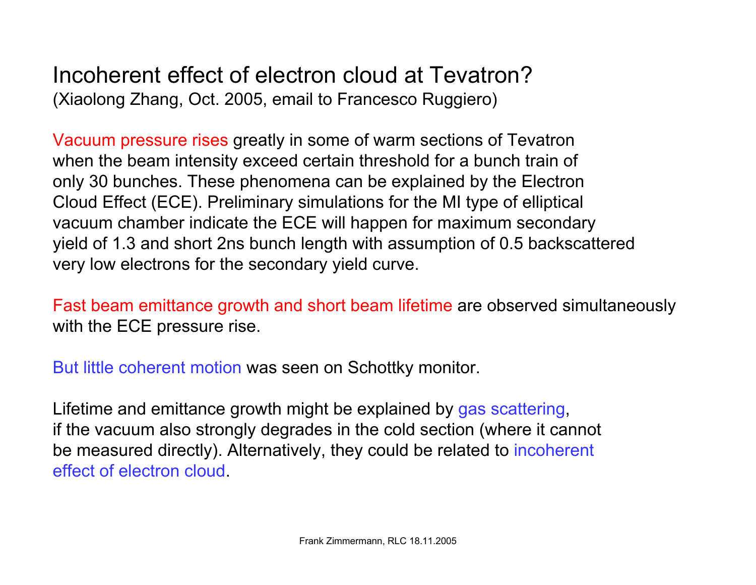# Incoherent effect of electron cloud at Tevatron?

(Xiaolong Zhang, Oct. 2005, email to Francesco Ruggiero)

Vacuum pressure rises greatly in some of warm sections of Tevatron when the beam intensity exceed certain threshold for a bunch train of only 30 bunches. These phenomena can be explained by the Electron Cloud Effect (ECE). Preliminary simulations for the MI type of elliptical vacuum chamber indicate the ECE will happen for maximum secondary yield of 1.3 and short 2ns bunch length with assumption of 0.5 backscattered very low electrons for the secondary yield curve.

Fast beam emittance growth and short beam lifetime are observed simultaneously with the ECE pressure rise.

But little coherent motion was seen on Schottky monitor.

Lifetime and emittance growth might be explained by gas scattering, if the vacuum also strongly degrades in the cold section (where it cannot be measured directly). Alternatively, they could be related to incoherent effect of electron cloud.